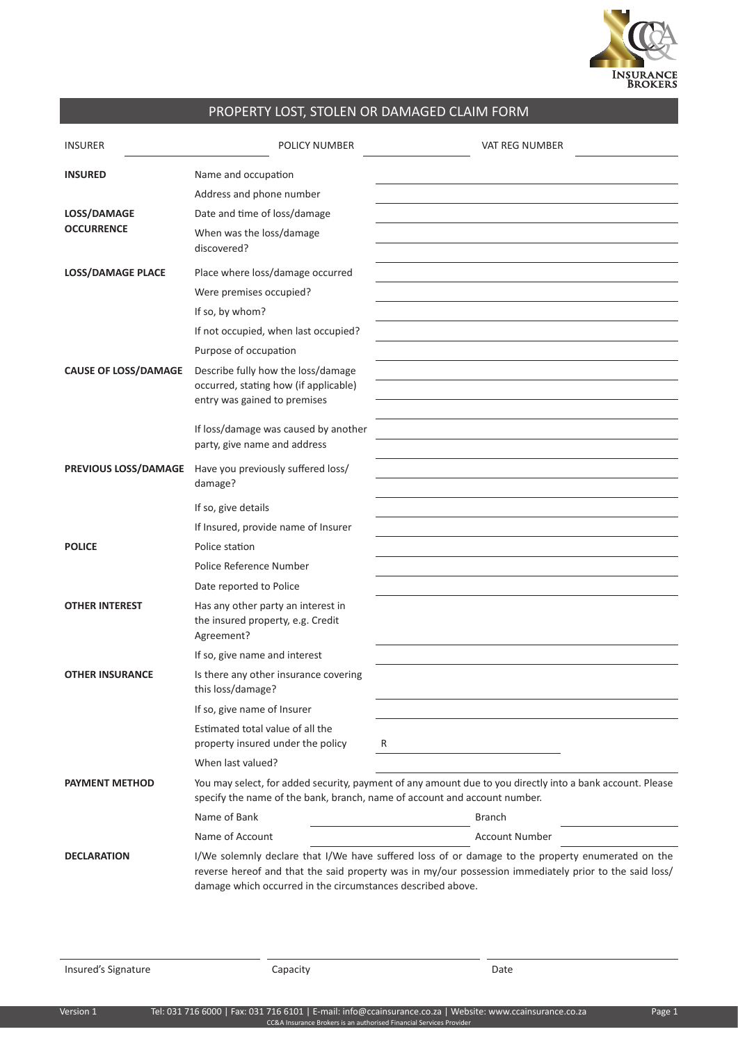# PROPERTY LOST, STOLEN OR DAMAGED CLAIM FORM

| INSURER | | POLICY NUMBER | | VAT REG NUMBER | |
|---|---|---|---|---|---|

| Section | Field | Response |
|---|---|---|
| **INSURED** | Name and occupation | |
| | Address and phone number | |
| **LOSS/DAMAGE OCCURRENCE** | Date and time of loss/damage | |
| | When was the loss/damage discovered? | |
| **LOSS/DAMAGE PLACE** | Place where loss/damage occurred | |
| | Were premises occupied? | |
| | If so, by whom? | |
| | If not occupied, when last occupied? | |
| | Purpose of occupation | |
| **CAUSE OF LOSS/DAMAGE** | Describe fully how the loss/damage occurred, stating how (if applicable) entry was gained to premises | |
| | If loss/damage was caused by another party, give name and address | |
| **PREVIOUS LOSS/DAMAGE** | Have you previously suffered loss/damage? | |
| | If so, give details | |
| | If Insured, provide name of Insurer | |
| **POLICE** | Police station | |
| | Police Reference Number | |
| | Date reported to Police | |
| **OTHER INTEREST** | Has any other party an interest in the insured property, e.g. Credit Agreement? | |
| | If so, give name and interest | |
| **OTHER INSURANCE** | Is there any other insurance covering this loss/damage? | |
| | If so, give name of Insurer | |
| | Estimated total value of all the property insured under the policy | R |
| | When last valued? | |

**PAYMENT METHOD**

You may select, for added security, payment of any amount due to you directly into a bank account. Please specify the name of the bank, branch, name of account and account number.

| Name of Bank | | Branch | |
|---|---|---|---|
| Name of Account | | Account Number | |

**DECLARATION**

I/We solemnly declare that I/We have suffered loss of or damage to the property enumerated on the reverse hereof and that the said property was in my/our possession immediately prior to the said loss/damage which occurred in the circumstances described above.

| Insured's Signature | Capacity | Date |
|---|---|---|
| | | |

Version 1

Tel: 031 716 6000 | Fax: 031 716 6101 | E-mail: info@ccainsurance.co.za | Website: www.ccainsurance.co.za

CC&A Insurance Brokers is an authorised Financial Services Provider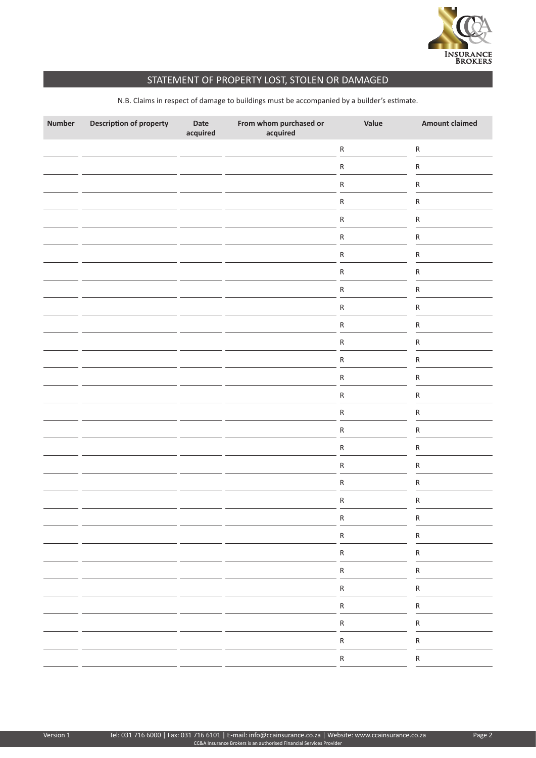## STATEMENT OF PROPERTY LOST, STOLEN OR DAMAGED

N.B. Claims in respect of damage to buildings must be accompanied by a builder's estimate.

| Number | Description of property | Date acquired | From whom purchased or acquired | Value | Amount claimed |
|---|---|---|---|---|---|
| | | | | R | R |
| | | | | R | R |
| | | | | R | R |
| | | | | R | R |
| | | | | R | R |
| | | | | R | R |
| | | | | R | R |
| | | | | R | R |
| | | | | R | R |
| | | | | R | R |
| | | | | R | R |
| | | | | R | R |
| | | | | R | R |
| | | | | R | R |
| | | | | R | R |
| | | | | R | R |
| | | | | R | R |
| | | | | R | R |
| | | | | R | R |
| | | | | R | R |
| | | | | R | R |
| | | | | R | R |
| | | | | R | R |
| | | | | R | R |
| | | | | R | R |
| | | | | R | R |
| | | | | R | R |
| | | | | R | R |
| | | | | R | R |
| | | | | R | R |